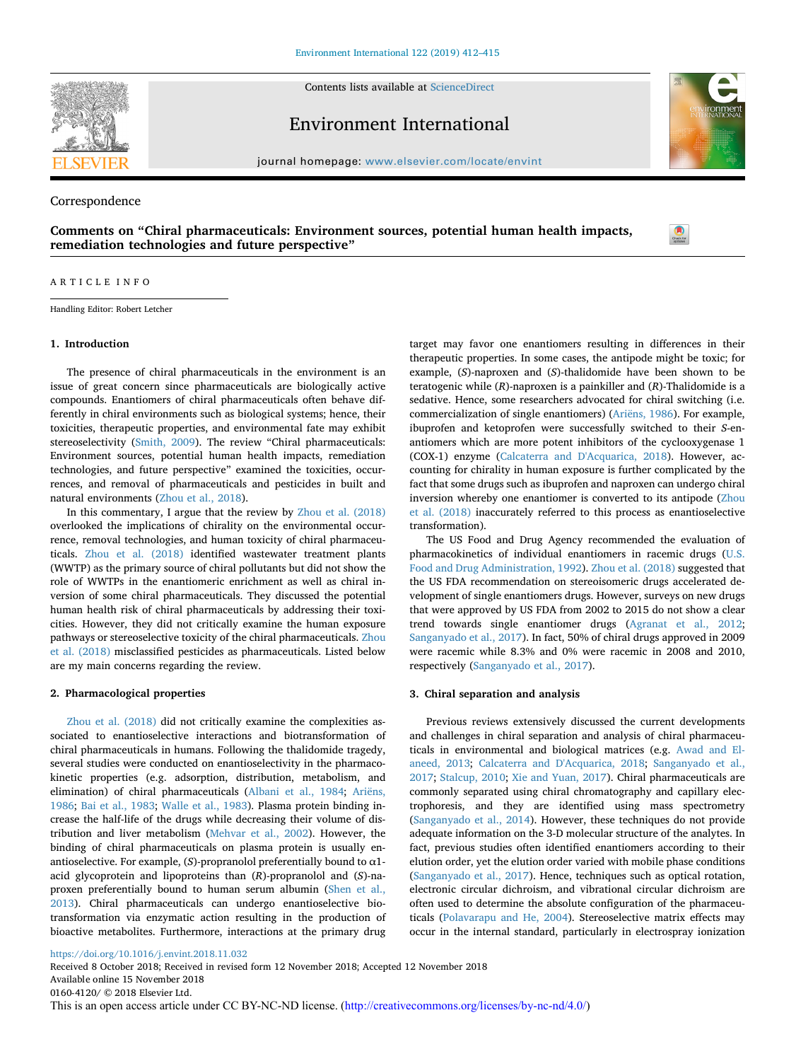Correspondence

# Comments on "Chiral pharmaceuticals: Environment sources, potential human health impacts, remediation technologies and future perspective"

ARTICLE INFO

Handling Editor: Robert Letcher

## 1. Introduction

The presence of chiral pharmaceuticals in the environment is an issue of great concern since pharmaceuticals are biologically active compounds. Enantiomers of chiral pharmaceuticals often behave differently in chiral environments such as biological systems; hence, their toxicities, therapeutic properties, and environmental fate may exhibit stereoselectivity (Smith, 2009). The review "Chiral pharmaceuticals: Environment sources, potential human health impacts, remediation technologies, and future perspective" examined the toxicities, occurrences, and removal of pharmaceuticals and pesticides in built and natural environments (Zhou et al., 2018).

In this commentary, I argue that the review by Zhou et al. (2018) overlooked the implications of chirality on the environmental occurrence, removal technologies, and human toxicity of chiral pharmaceuticals. Zhou et al. (2018) identified wastewater treatment plants (WWTP) as the primary source of chiral pollutants but did not show the role of WWTPs in the enantiomeric enrichment as well as chiral inversion of some chiral pharmaceuticals. They discussed the potential human health risk of chiral pharmaceuticals by addressing their toxicities. However, they did not critically examine the human exposure pathways or stereoselective toxicity of the chiral pharmaceuticals. Zhou et al. (2018) misclassified pesticides as pharmaceuticals. Listed below are my main concerns regarding the review.

## 2. Pharmacological properties

Zhou et al. (2018) did not critically examine the complexities associated to enantioselective interactions and biotransformation of chiral pharmaceuticals in humans. Following the thalidomide tragedy, several studies were conducted on enantioselectivity in the pharmacokinetic properties (e.g. adsorption, distribution, metabolism, and elimination) of chiral pharmaceuticals (Albani et al., 1984; Ariëns, 1986; Bai et al., 1983; Walle et al., 1983). Plasma protein binding increase the half-life of the drugs while decreasing their volume of distribution and liver metabolism (Mehvar et al., 2002). However, the binding of chiral pharmaceuticals on plasma protein is usually enantioselective. For example, (*S*)-propranolol preferentially bound to α1-acid glycoprotein and lipoproteins than (*R*)-propranolol and (*S*)-naproxen preferentially bound to human serum albumin (Shen et al., 2013). Chiral pharmaceuticals can undergo enantioselective biotransformation via enzymatic action resulting in the production of bioactive metabolites. Furthermore, interactions at the primary drug target may favor one enantiomers resulting in differences in their therapeutic properties. In some cases, the antipode might be toxic; for example, (*S*)-naproxen and (*S*)-thalidomide have been shown to be teratogenic while (*R*)-naproxen is a painkiller and (*R*)-Thalidomide is a sedative. Hence, some researchers advocated for chiral switching (i.e. commercialization of single enantiomers) (Ariëns, 1986). For example, ibuprofen and ketoprofen were successfully switched to their *S*-enantiomers which are more potent inhibitors of the cyclooxygenase 1 (COX-1) enzyme (Calcaterra and D'Acquarica, 2018). However, accounting for chirality in human exposure is further complicated by the fact that some drugs such as ibuprofen and naproxen can undergo chiral inversion whereby one enantiomer is converted to its antipode (Zhou et al. (2018) inaccurately referred to this process as enantioselective transformation).

The US Food and Drug Agency recommended the evaluation of pharmacokinetics of individual enantiomers in racemic drugs (U.S. Food and Drug Administration, 1992). Zhou et al. (2018) suggested that the US FDA recommendation on stereoisomeric drugs accelerated development of single enantiomers drugs. However, surveys on new drugs that were approved by US FDA from 2002 to 2015 do not show a clear trend towards single enantiomer drugs (Agranat et al., 2012; Sanganyado et al., 2017). In fact, 50% of chiral drugs approved in 2009 were racemic while 8.3% and 0% were racemic in 2008 and 2010, respectively (Sanganyado et al., 2017).

## 3. Chiral separation and analysis

Previous reviews extensively discussed the current developments and challenges in chiral separation and analysis of chiral pharmaceuticals in environmental and biological matrices (e.g. Awad and El-aneed, 2013; Calcaterra and D'Acquarica, 2018; Sanganyado et al., 2017; Stalcup, 2010; Xie and Yuan, 2017). Chiral pharmaceuticals are commonly separated using chiral chromatography and capillary electrophoresis, and they are identified using mass spectrometry (Sanganyado et al., 2014). However, these techniques do not provide adequate information on the 3-D molecular structure of the analytes. In fact, previous studies often identified enantiomers according to their elution order, yet the elution order varied with mobile phase conditions (Sanganyado et al., 2017). Hence, techniques such as optical rotation, electronic circular dichroism, and vibrational circular dichroism are often used to determine the absolute configuration of the pharmaceuticals (Polavarapu and He, 2004). Stereoselective matrix effects may occur in the internal standard, particularly in electrospray ionization

https://doi.org/10.1016/j.envint.2018.11.032
Received 8 October 2018; Received in revised form 12 November 2018; Accepted 12 November 2018
Available online 15 November 2018
0160-4120/ © 2018 Elsevier Ltd.
This is an open access article under CC BY-NC-ND license. (http://creativecommons.org/licenses/by-nc-nd/4.0/)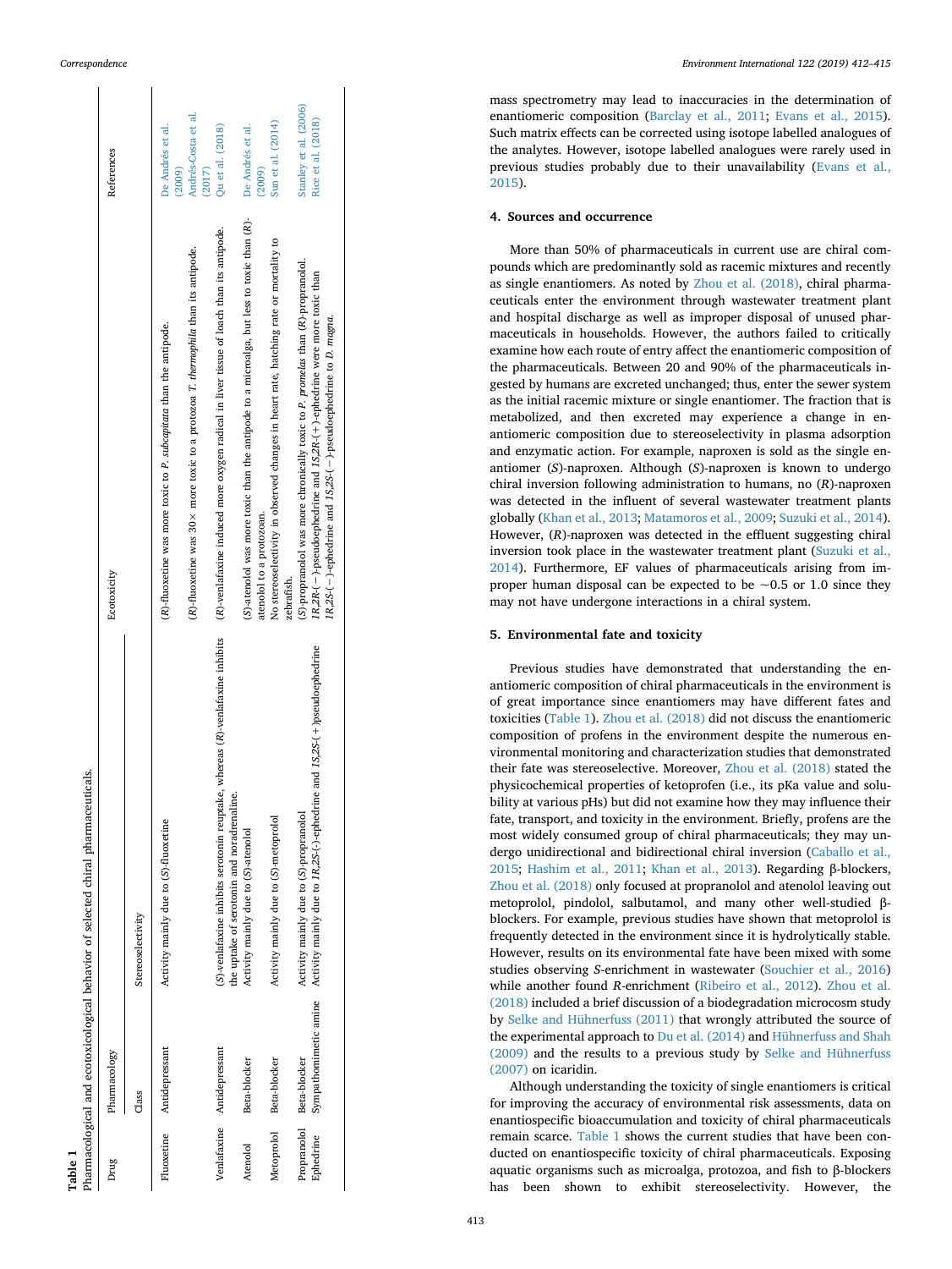**Table 1**
Pharmacological and ecotoxicological behavior of selected chiral pharmaceuticals.

| Drug | Pharmacology | | Ecotoxicity | References |
|---|---|---|---|---|
| | Class | Stereoselectivity | | |
| Fluoxetine | Antidepressant | Activity mainly due to (*S*)-fluoxetine | (*R*)-fluoxetine was more toxic to *P. subcapitata* than the antipode. | De Andrés et al. (2009) |
| | | | (*R*)-fluoxetine was 30× more toxic to a protozoa *T. thermophila* than its antipode. | Andrés-Costa et al. (2017) |
| Venlafaxine | Antidepressant | (*S*)-venlafaxine inhibits serotonin reuptake, whereas (*R*)-venlafaxine inhibits the uptake of serotonin and noradrenaline. | (*R*)-venlafaxine induced more oxygen radical in liver tissue of loach than its antipode. | Qu et al. (2018) |
| Atenolol | Beta-blocker | Activity mainly due to (*S*)-atenolol | (*S*)-atenolol was more toxic than the antipode to a microalga, but less to toxic than (*R*)-atenolol to a protozoan. | De Andrés et al. (2009) |
| Metoprolol | Beta-blocker | Activity mainly due to (*S*)-metoprolol | No stereoselectivity in observed changes in heart rate, hatching rate or mortality to zebrafish. | Sun et al. (2014) |
| Propranolol | Beta-blocker | Activity mainly due to (*S*)-propranolol | (*S*)-propranolol was more chronically toxic to *P. promelas* than (*R*)-propranolol. | Stanley et al. (2006) |
| Ephedrine | Sympathomimetic amine | Activity mainly due to *1R,2S*-(-)-ephedrine and *1S,2S*-(+)-pseudoephedrine | *1R,2R*-(−)-pseudoephedrine and *1S,2R*-(+)-ephedrine were more toxic than *1R,2S*-(−)-ephedrine and *1S,2S*-(−)-pseudoephedrine to *D. magna*. | Rice et al. (2018) |

mass spectrometry may lead to inaccuracies in the determination of enantiomeric composition (Barclay et al., 2011; Evans et al., 2015). Such matrix effects can be corrected using isotope labelled analogues of the analytes. However, isotope labelled analogues were rarely used in previous studies probably due to their unavailability (Evans et al., 2015).

## 4. Sources and occurrence

More than 50% of pharmaceuticals in current use are chiral compounds which are predominantly sold as racemic mixtures and recently as single enantiomers. As noted by Zhou et al. (2018), chiral pharmaceuticals enter the environment through wastewater treatment plant and hospital discharge as well as improper disposal of unused pharmaceuticals in households. However, the authors failed to critically examine how each route of entry affect the enantiomeric composition of the pharmaceuticals. Between 20 and 90% of the pharmaceuticals ingested by humans are excreted unchanged; thus, enter the sewer system as the initial racemic mixture or single enantiomer. The fraction that is metabolized, and then excreted may experience a change in enantiomeric composition due to stereoselectivity in plasma adsorption and enzymatic action. For example, naproxen is sold as the single enantiomer (*S*)-naproxen. Although (*S*)-naproxen is known to undergo chiral inversion following administration to humans, no (*R*)-naproxen was detected in the influent of several wastewater treatment plants globally (Khan et al., 2013; Matamoros et al., 2009; Suzuki et al., 2014). However, (*R*)-naproxen was detected in the effluent suggesting chiral inversion took place in the wastewater treatment plant (Suzuki et al., 2014). Furthermore, EF values of pharmaceuticals arising from improper human disposal can be expected to be ~0.5 or 1.0 since they may not have undergone interactions in a chiral system.

## 5. Environmental fate and toxicity

Previous studies have demonstrated that understanding the enantiomeric composition of chiral pharmaceuticals in the environment is of great importance since enantiomers may have different fates and toxicities (Table 1). Zhou et al. (2018) did not discuss the enantiomeric composition of profens in the environment despite the numerous environmental monitoring and characterization studies that demonstrated their fate was stereoselective. Moreover, Zhou et al. (2018) stated the physicochemical properties of ketoprofen (i.e., its pKa value and solubility at various pHs) but did not examine how they may influence their fate, transport, and toxicity in the environment. Briefly, profens are the most widely consumed group of chiral pharmaceuticals; they may undergo unidirectional and bidirectional chiral inversion (Caballo et al., 2015; Hashim et al., 2011; Khan et al., 2013). Regarding β-blockers, Zhou et al. (2018) only focused at propranolol and atenolol leaving out metoprolol, pindolol, salbutamol, and many other well-studied β-blockers. For example, previous studies have shown that metoprolol is frequently detected in the environment since it is hydrolytically stable. However, results on its environmental fate have been mixed with some studies observing *S*-enrichment in wastewater (Souchier et al., 2016) while another found *R*-enrichment (Ribeiro et al., 2012). Zhou et al. (2018) included a brief discussion of a biodegradation microcosm study by Selke and Hühnerfuss (2011) that wrongly attributed the source of the experimental approach to Du et al. (2014) and Hühnerfuss and Shah (2009) and the results to a previous study by Selke and Hühnerfuss (2007) on icaridin.

Although understanding the toxicity of single enantiomers is critical for improving the accuracy of environmental risk assessments, data on enantiospecific bioaccumulation and toxicity of chiral pharmaceuticals remain scarce. Table 1 shows the current studies that have been conducted on enantiospecific toxicity of chiral pharmaceuticals. Exposing aquatic organisms such as microalga, protozoa, and fish to β-blockers has been shown to exhibit stereoselectivity. However, the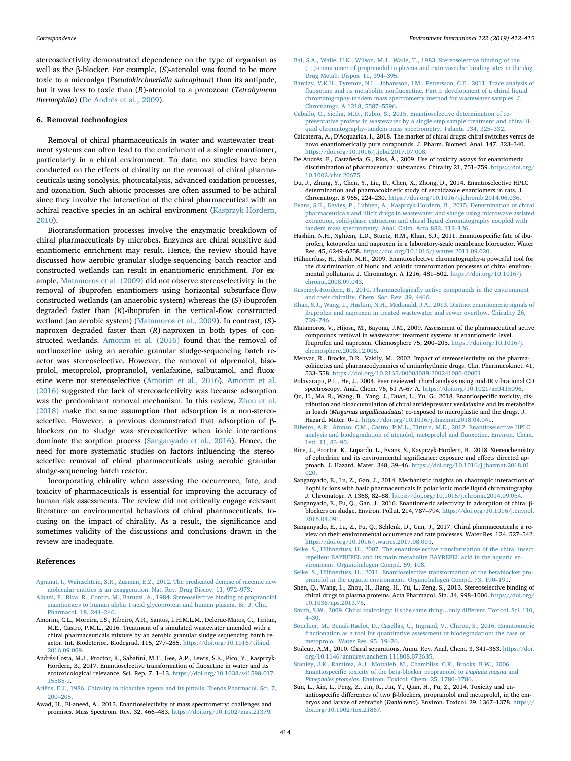stereoselectivity demonstrated dependence on the type of organism as well as the β-blocker. For example, (*S*)-atenolol was found to be more toxic to a microalga (*Pseudokirchneriella subcapitata*) than its antipode, but it was less to toxic than (*R*)-atenolol to a protozoan (*Tetrahymena thermophila*) (De Andrés et al., 2009).

## 6. Removal technologies

Removal of chiral pharmaceuticals in water and wastewater treatment systems can often lead to the enrichment of a single enantiomer, particularly in a chiral environment. To date, no studies have been conducted on the effects of chirality on the removal of chiral pharmaceuticals using sonolysis, photocatalysis, advanced oxidation processes, and ozonation. Such abiotic processes are often assumed to be achiral since they involve the interaction of the chiral pharmaceutical with an achiral reactive species in an achiral environment (Kasprzyk-Hordern, 2010).

Biotransformation processes involve the enzymatic breakdown of chiral pharmaceuticals by microbes. Enzymes are chiral sensitive and enantiomeric enrichment may result. Hence, the review should have discussed how aerobic granular sludge-sequencing batch reactor and constructed wetlands can result in enantiomeric enrichment. For example, Matamoros et al. (2009) did not observe stereoselectivity in the removal of ibuprofen enantiomers using horizontal subsurface-flow constructed wetlands (an anaerobic system) whereas the (*S*)-ibuprofen degraded faster than (*R*)-ibuprofen in the vertical-flow constructed wetland (an aerobic system) (Matamoros et al., 2009). In contrast, (*S*)-naproxen degraded faster than (*R*)-naproxen in both types of constructed wetlands. Amorim et al. (2016) found that the removal of norfluoxetine using an aerobic granular sludge-sequencing batch reactor was stereoselective. However, the removal of alprenolol, bisoprolol, metoprolol, propranolol, venlafaxine, salbutamol, and fluoxetine were not stereoselective (Amorim et al., 2016). Amorim et al. (2016) suggested the lack of stereoselectivity was because adsorption was the predominant removal mechanism. In this review, Zhou et al. (2018) make the same assumption that adsorption is a non-stereoselective. However, a previous demonstrated that adsorption of β-blockers on to sludge was stereoselective when ionic interactions dominate the sorption process (Sanganyado et al., 2016). Hence, the need for more systematic studies on factors influencing the stereoselective removal of chiral pharmaceuticals using aerobic granular sludge-sequencing batch reactor.

Incorporating chirality when assessing the occurrence, fate, and toxicity of pharmaceuticals is essential for improving the accuracy of human risk assessments. The review did not critically engage relevant literature on environmental behaviors of chiral pharmaceuticals, focusing on the impact of chirality. As a result, the significance and sometimes validity of the discussions and conclusions drawn in the review are inadequate.

## References

Agranat, I., Wainschtein, S.R., Zusman, E.Z., 2012. The predicated demise of racemic new molecular entities is an exaggeration. Nat. Rev. Drug Discov. 11, 972–973.

Albani, F., Riva, R., Contin, M., Baruzzi, A., 1984. Stereoselective binding of propranolol enantiomers to human alpha 1-acid glycoprotein and human plasma. Br. J. Clin. Pharmacol. 18, 244–246.

Amorim, C.L., Moreira, I.S., Ribeiro, A.R., Santos, L.H.M.L.M., Delerue-Matos, C., Tiritan, M.E., Castro, P.M.L., 2016. Treatment of a simulated wastewater amended with a chiral pharmaceuticals mixture by an aerobic granular sludge sequencing batch reactor. Int. Biodeterior. Biodegrad. 115, 277–285. https://doi.org/10.1016/j.ibiod.2016.09.009.

Andrés-Costa, M.J., Proctor, K., Sabatini, M.T., Gee, A.P., Lewis, S.E., Pico, Y., Kasprzyk-Hordern, B., 2017. Enantioselective transformation of fluoxetine in water and its ecotoxicological relevance. Sci. Rep. 7, 1–13. https://doi.org/10.1038/s41598-017-15585-1.

Ariëns, E.J., 1986. Chirality in bioactive agents and its pitfalls. Trends Pharmacol. Sci. 7, 200–205.

Awad, H., El-aneed, A., 2013. Enantioselectivity of mass spectrometry: challenges and promises. Mass Spectrom. Rev. 32, 466–483. https://doi.org/10.1002/mas.21379.

Bai, S.A., Walle, U.K., Wilson, M.J., Walle, T., 1983. Stereoselective binding of the (−)-enantiomer of propranolol to plasma and extravascular binding sites in the dog. Drug Metab. Dispos. 11, 394–395.

Barclay, V.K.H., Tyrefors, N.L., Johansson, I.M., Pettersson, C.E., 2011. Trace analysis of fluoxetine and its metabolite norfluoxetine. Part I: development of a chiral liquid chromatography-tandem mass spectrometry method for wastewater samples. J. Chromatogr. A 1218, 5587–5596.

Caballo, C., Sicilia, M.D., Rubio, S., 2015. Enantioselective determination of representative profens in wastewater by a single-step sample treatment and chiral liquid chromatography–tandem mass spectrometry. Talanta 134, 325–332.

Calcaterra, A., D'Acquarica, I., 2018. The market of chiral drugs: chiral switches versus de novo enantiomerically pure compounds. J. Pharm. Biomed. Anal. 147, 323–340. https://doi.org/10.1016/j.jpba.2017.07.008.

De Andrés, F., Castañeda, G., Ríos, Á., 2009. Use of toxicity assays for enantiomeric discrimination of pharmaceutical substances. Chirality 21, 751–759. https://doi.org/10.1002/chir.20675.

Du, J., Zhang, Y., Chen, Y., Liu, D., Chen, X., Zhong, D., 2014. Enantioselective HPLC determination and pharmacokinetic study of secnidazole enantiomers in rats. J. Chromatogr. B 965, 224–230. https://doi.org/10.1016/j.jchromb.2014.06.036.

Evans, S.E., Davies, P., Lubben, A., Kasprzyk-Hordern, B., 2015. Determination of chiral pharmaceuticals and illicit drugs in wastewater and sludge using microwave assisted extraction, solid-phase extraction and chiral liquid chromatography coupled with tandem mass spectrometry. Anal. Chim. Acta 882, 112–126.

Hashim, N.H., Nghiem, L.D., Stuetz, R.M., Khan, S.J., 2011. Enantiospecific fate of ibuprofen, ketoprofen and naproxen in a laboratory-scale membrane bioreactor. Water Res. 45, 6249–6258. https://doi.org/10.1016/j.watres.2011.09.020.

Hühnerfuss, H., Shah, M.R., 2009. Enantioselective chromatography-a powerful tool for the discrimination of biotic and abiotic transformation processes of chiral environmental pollutants. J. Chromatogr. A 1216, 481–502. https://doi.org/10.1016/j.chroma.2008.09.043.

Kasprzyk-Hordern, B., 2010. Pharmacologically active compounds in the environment and their chirality. Chem. Soc. Rev. 39, 4466.

Khan, S.J., Wang, L., Hashim, N.H., Mcdonald, J.A., 2013. Distinct enantiomeric signals of ibuprofen and naproxen in treated wastewater and sewer overflow. Chirality 26, 739–746.

Matamoros, V., Hijosa, M., Bayona, J.M., 2009. Assessment of the pharmaceutical active compounds removal in wastewater treatment systems at enantiomeric level. Ibuprofen and naproxen. Chemosphere 75, 200–205. https://doi.org/10.1016/j.chemosphere.2008.12.008.

Mehvar, R., Brocks, D.R., Vakily, M., 2002. Impact of stereoselectivity on the pharmacokinetics and pharmacodynamics of antiarrhythmic drugs. Clin. Pharmacokinet. 41, 533–558. https://doi.org/10.2165/00003088-200241080-00001.

Polavarapu, P.L., He, J., 2004. Peer reviewed: chiral analysis using mid-IR vibrational CD spectroscopy. Anal. Chem. 76, 61 A–67 A. https://doi.org/10.1021/ac0415096.

Qu, H., Ma, R., Wang, B., Yang, J., Duan, L., Yu, G., 2018. Enantiospecific toxicity, distribution and bioaccumulation of chiral antidepressant venlafaxine and its metabolite in loach (*Misgurnus anguillicaudatus*) co-exposed to microplastic and the drugs. J. Hazard. Mater. 0–1. https://doi.org/10.1016/j.jhazmat.2018.04.041.

Ribeiro, A.R., Afonso, C.M., Castro, P.M.L., Tiritan, M.E., 2012. Enantioselective HPLC analysis and biodegradation of atenolol, metoprolol and fluoxetine. Environ. Chem. Lett. 11, 83–90.

Rice, J., Proctor, K., Lopardo, L., Evans, S., Kasprzyk-Hordern, B., 2018. Stereochemistry of ephedrine and its environmental significance: exposure and effects directed approach. J. Hazard. Mater. 348, 39–46. https://doi.org/10.1016/j.jhazmat.2018.01.020.

Sanganyado, E., Lu, Z., Gan, J., 2014. Mechanistic insights on chaotropic interactions of liophilic ions with basic pharmaceuticals in polar ionic mode liquid chromatography. J. Chromatogr. A 1368, 82–88. https://doi.org/10.1016/j.chroma.2014.09.054.

Sanganyado, E., Fu, Q., Gan, J., 2016. Enantiomeric selectivity in adsorption of chiral β-blockers on sludge. Environ. Pollut. 214, 787–794. https://doi.org/10.1016/j.envpol.2016.04.091.

Sanganyado, E., Lu, Z., Fu, Q., Schlenk, D., Gan, J., 2017. Chiral pharmaceuticals: a review on their environmental occurrence and fate processes. Water Res. 124, 527–542. https://doi.org/10.1016/j.watres.2017.08.003.

Selke, S., Hühnerfuss, H., 2007. The enantioselective transformation of the chiral insect repellent BAYREPEL and its main metabolite BAYREPEL acid in the aquatic environment. Organohalogen Compd. 69, 108.

Selke, S., Hühnerfuss, H., 2011. Enantioselective transformation of the betablocker propranolol in the aquatic environment. Organohalogen Compd. 73, 190–191.

Shen, Q., Wang, L., Zhou, H., Jiang, H., Yu, L., Zeng, S., 2013. Stereoselective binding of chiral drugs to plasma proteins. Acta Pharmacol. Sin. 34, 998–1006. https://doi.org/10.1038/aps.2013.78.

Smith, S.W., 2009. Chiral toxicology: it's the same thing…only different. Toxicol. Sci. 110, 4–30.

Souchier, M., Benali-Raclot, D., Casellas, C., Ingrand, V., Chiron, S., 2016. Enantiomeric fractionation as a tool for quantitative assessment of biodegradation: the case of metoprolol. Water Res. 95, 19–26.

Stalcup, A.M., 2010. Chiral separations. Annu. Rev. Anal. Chem. 3, 341–363. https://doi.org/10.1146/annurev.anchem.111808.073635.

Stanley, J.K., Ramirez, A.J., Mottaleb, M., Chambliss, C.K., Brooks, B.W., 2006. Enantiospecific toxicity of the beta-blocker propranolol to *Daphnia magna* and *Pimephales promelas*. Environ. Toxicol. Chem. 25, 1780–1786.

Sun, L., Xin, L., Peng, Z., Jin, R., Jin, Y., Qian, H., Fu, Z., 2014. Toxicity and enantiospecific differences of two β-blockers, propranolol and metoprolol, in the embryos and larvae of zebrafish (*Danio rerio*). Environ. Toxicol. 29, 1367–1378. https://doi.org/10.1002/tox.21867.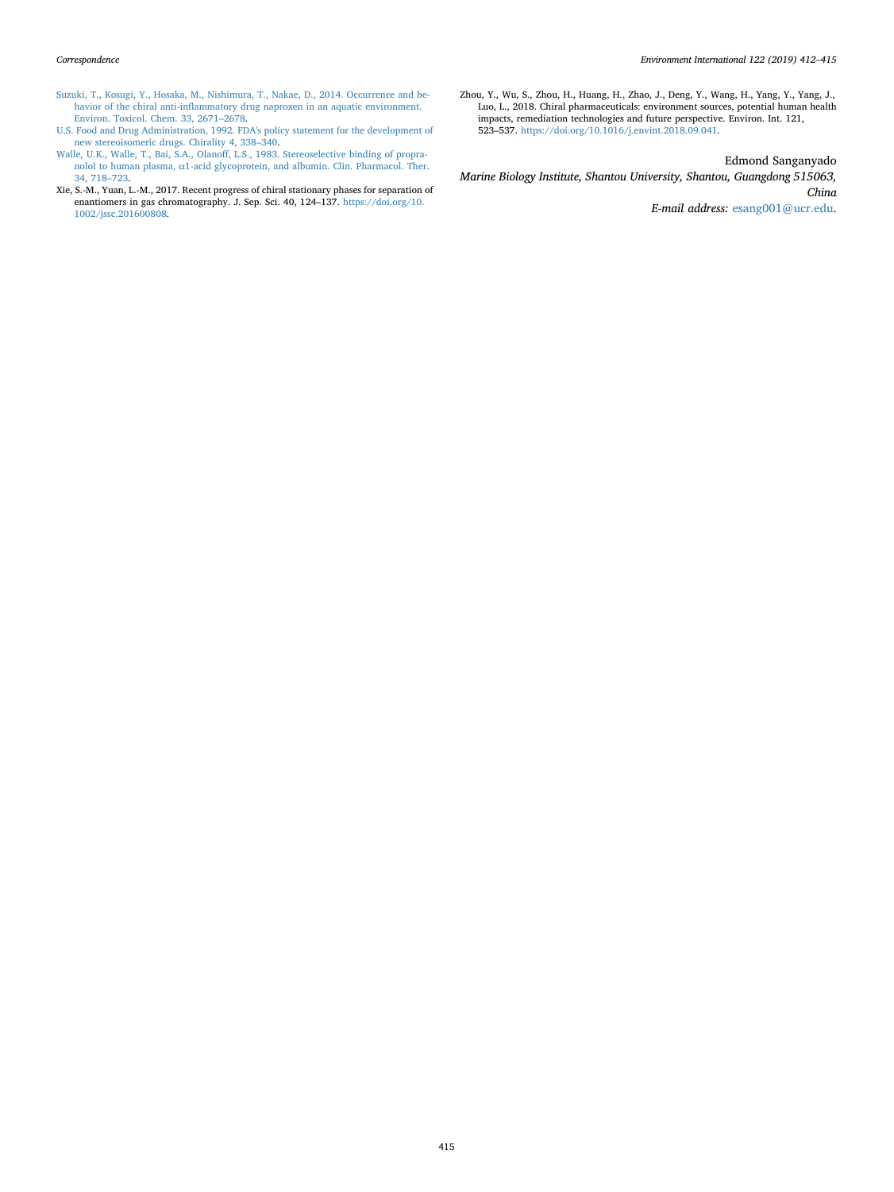Suzuki, T., Kosugi, Y., Hosaka, M., Nishimura, T., Nakae, D., 2014. Occurrence and behavior of the chiral anti-inflammatory drug naproxen in an aquatic environment. Environ. Toxicol. Chem. 33, 2671–2678.

U.S. Food and Drug Administration, 1992. FDA's policy statement for the development of new stereoisomeric drugs. Chirality 4, 338–340.

Walle, U.K., Walle, T., Bai, S.A., Olanoff, L.S., 1983. Stereoselective binding of propranolol to human plasma, α1-acid glycoprotein, and albumin. Clin. Pharmacol. Ther. 34, 718–723.

Xie, S.-M., Yuan, L.-M., 2017. Recent progress of chiral stationary phases for separation of enantiomers in gas chromatography. J. Sep. Sci. 40, 124–137. https://doi.org/10.1002/jssc.201600808.

Zhou, Y., Wu, S., Zhou, H., Huang, H., Zhao, J., Deng, Y., Wang, H., Yang, Y., Yang, J., Luo, L., 2018. Chiral pharmaceuticals: environment sources, potential human health impacts, remediation technologies and future perspective. Environ. Int. 121, 523–537. https://doi.org/10.1016/j.envint.2018.09.041.

Edmond Sanganyado

*Marine Biology Institute, Shantou University, Shantou, Guangdong 515063, China*

*E-mail address:* esang001@ucr.edu.